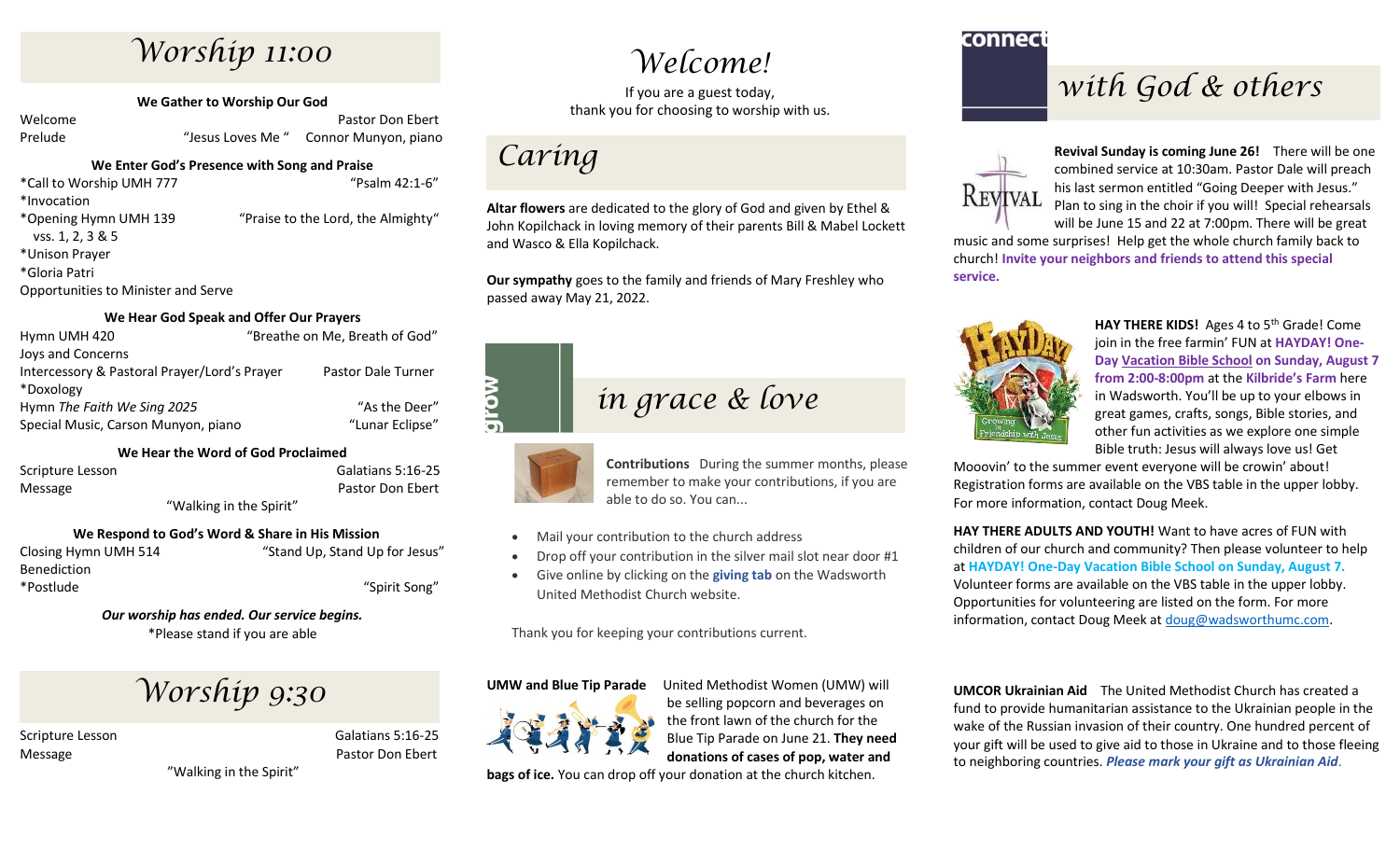# Worship 11:00

### We Gather to Worship Our God

Welcome — Pastor Don Ebert

Prelude — "Jesus Loves Me" — Connor Munyon, piano

### We Enter God's Presence with Song and Praise

*Call to Worship UMH 777 — "Psalm 42:1-6"

*Invocation

*Opening Hymn UMH 139 — "Praise to the Lord, the Almighty" vss. 1, 2, 3 & 5

*Unison Prayer

*Gloria Patri

Opportunities to Minister and Serve

### We Hear God Speak and Offer Our Prayers

Hymn UMH 420 — "Breathe on Me, Breath of God"

Joys and Concerns

Intercessory & Pastoral Prayer/Lord's Prayer — Pastor Dale Turner

*Doxology

Hymn *The Faith We Sing 2025* — "As the Deer"

Special Music, Carson Munyon, piano — "Lunar Eclipse"

### We Hear the Word of God Proclaimed

Scripture Lesson — Galatians 5:16-25

Message — Pastor Don Ebert

"Walking in the Spirit"

### We Respond to God's Word & Share in His Mission

Closing Hymn UMH 514 — "Stand Up, Stand Up for Jesus"

Benediction

*Postlude — "Spirit Song"

***Our worship has ended. Our service begins.***

*Please stand if you are able

# Worship 9:30

Scripture Lesson — Galatians 5:16-25

Message — Pastor Don Ebert

"Walking in the Spirit"

# Welcome!

If you are a guest today,
thank you for choosing to worship with us.

# Caring

**Altar flowers** are dedicated to the glory of God and given by Ethel & John Kopilchack in loving memory of their parents Bill & Mabel Lockett and Wasco & Ella Kopilchack.

**Our sympathy** goes to the family and friends of Mary Freshley who passed away May 21, 2022.

# grow in grace & love

**Contributions** During the summer months, please remember to make your contributions, if you are able to do so. You can...

- Mail your contribution to the church address
- Drop off your contribution in the silver mail slot near door #1
- Give online by clicking on the **giving tab** on the Wadsworth United Methodist Church website.

Thank you for keeping your contributions current.

**UMW and Blue Tip Parade** United Methodist Women (UMW) will be selling popcorn and beverages on the front lawn of the church for the Blue Tip Parade on June 21. **They need donations of cases of pop, water and bags of ice.** You can drop off your donation at the church kitchen.

# connect with God & others

**Revival Sunday is coming June 26!** There will be one combined service at 10:30am. Pastor Dale will preach his last sermon entitled "Going Deeper with Jesus." Plan to sing in the choir if you will! Special rehearsals will be June 15 and 22 at 7:00pm. There will be great music and some surprises! Help get the whole church family back to church! **Invite your neighbors and friends to attend this special service.**

**HAY THERE KIDS!** Ages 4 to 5th Grade! Come join in the free farmin' FUN at **HAYDAY! One-Day Vacation Bible School on Sunday, August 7 from 2:00-8:00pm** at the **Kilbride's Farm** here in Wadsworth. You'll be up to your elbows in great games, crafts, songs, Bible stories, and other fun activities as we explore one simple Bible truth: Jesus will always love us! Get Mooovin' to the summer event everyone will be crowin' about! Registration forms are available on the VBS table in the upper lobby. For more information, contact Doug Meek.

**HAY THERE ADULTS AND YOUTH!** Want to have acres of FUN with children of our church and community? Then please volunteer to help at **HAYDAY! One-Day Vacation Bible School on Sunday, August 7.** Volunteer forms are available on the VBS table in the upper lobby. Opportunities for volunteering are listed on the form. For more information, contact Doug Meek at doug@wadsworthumc.com.

**UMCOR Ukrainian Aid** The United Methodist Church has created a fund to provide humanitarian assistance to the Ukrainian people in the wake of the Russian invasion of their country. One hundred percent of your gift will be used to give aid to those in Ukraine and to those fleeing to neighboring countries. ***Please mark your gift as Ukrainian Aid***.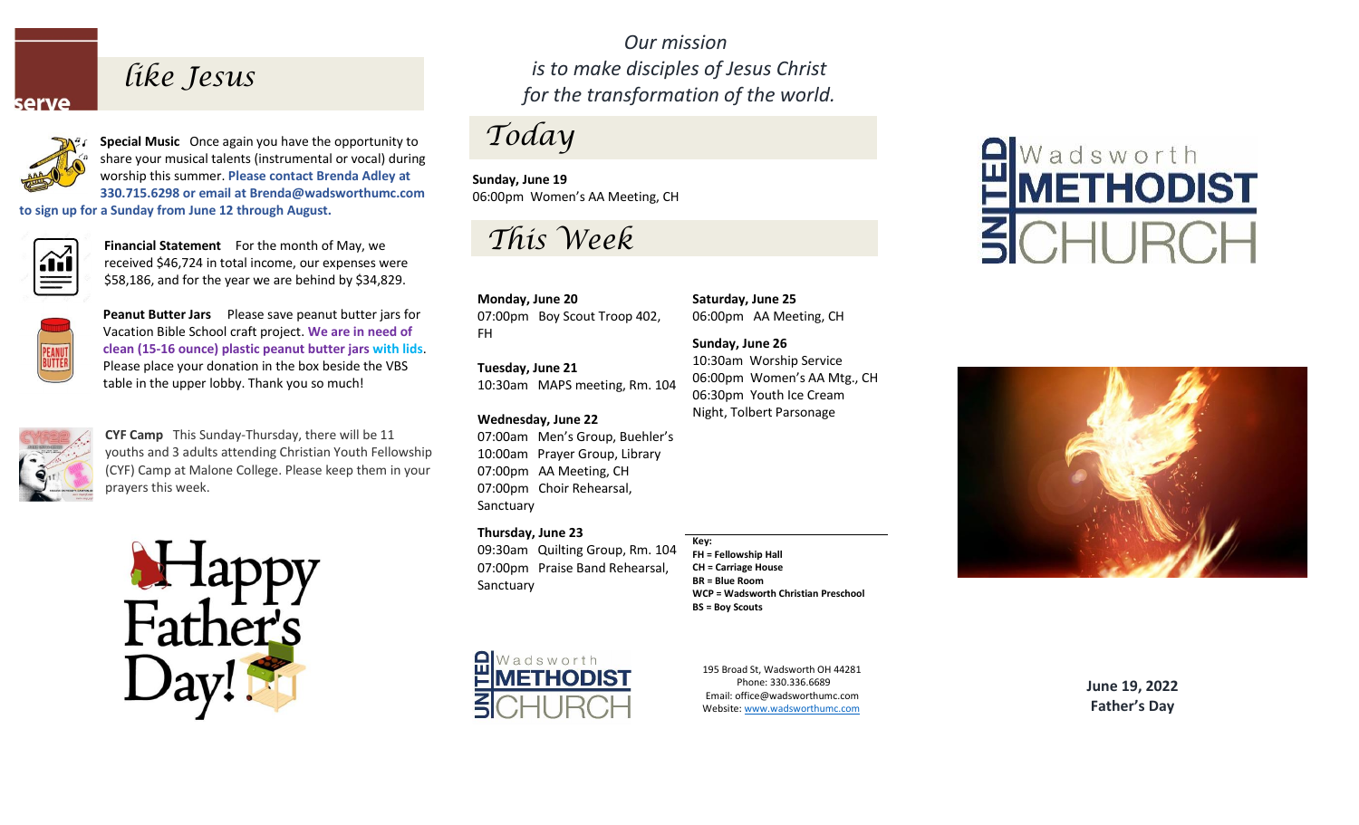## serve like Jesus

**Special Music** Once again you have the opportunity to share your musical talents (instrumental or vocal) during worship this summer. **Please contact Brenda Adley at 330.715.6298 or email at Brenda@wadsworthumc.com to sign up for a Sunday from June 12 through August.**

**Financial Statement** For the month of May, we received $46,724 in total income, our expenses were $58,186, and for the year we are behind by $34,829.

**Peanut Butter Jars** Please save peanut butter jars for Vacation Bible School craft project. **We are in need of clean (15-16 ounce) plastic peanut butter jars with lids**. Please place your donation in the box beside the VBS table in the upper lobby. Thank you so much!

**CYF Camp** This Sunday-Thursday, there will be 11 youths and 3 adults attending Christian Youth Fellowship (CYF) Camp at Malone College. Please keep them in your prayers this week.

Happy Father's Day!

*Our mission is to make disciples of Jesus Christ for the transformation of the world.*

## *Today*

**Sunday, June 19**
06:00pm Women's AA Meeting, CH

## *This Week*

**Monday, June 20**
07:00pm Boy Scout Troop 402, FH

**Tuesday, June 21**
10:30am MAPS meeting, Rm. 104

**Wednesday, June 22**
07:00am Men's Group, Buehler's
10:00am Prayer Group, Library
07:00pm AA Meeting, CH
07:00pm Choir Rehearsal, Sanctuary

**Thursday, June 23**
09:30am Quilting Group, Rm. 104
07:00pm Praise Band Rehearsal, Sanctuary

**Saturday, June 25**
06:00pm AA Meeting, CH

**Sunday, June 26**
10:30am Worship Service
06:00pm Women's AA Mtg., CH
06:30pm Youth Ice Cream Night, Tolbert Parsonage

**Key:**
**FH = Fellowship Hall**
**CH = Carriage House**
**BR = Blue Room**
**WCP = Wadsworth Christian Preschool**
**BS = Boy Scouts**

Wadsworth United Methodist Church

195 Broad St, Wadsworth OH 44281
Phone: 330.336.6689
Email: office@wadsworthumc.com
Website: www.wadsworthumc.com

Wadsworth United Methodist Church

**June 19, 2022**
**Father's Day**